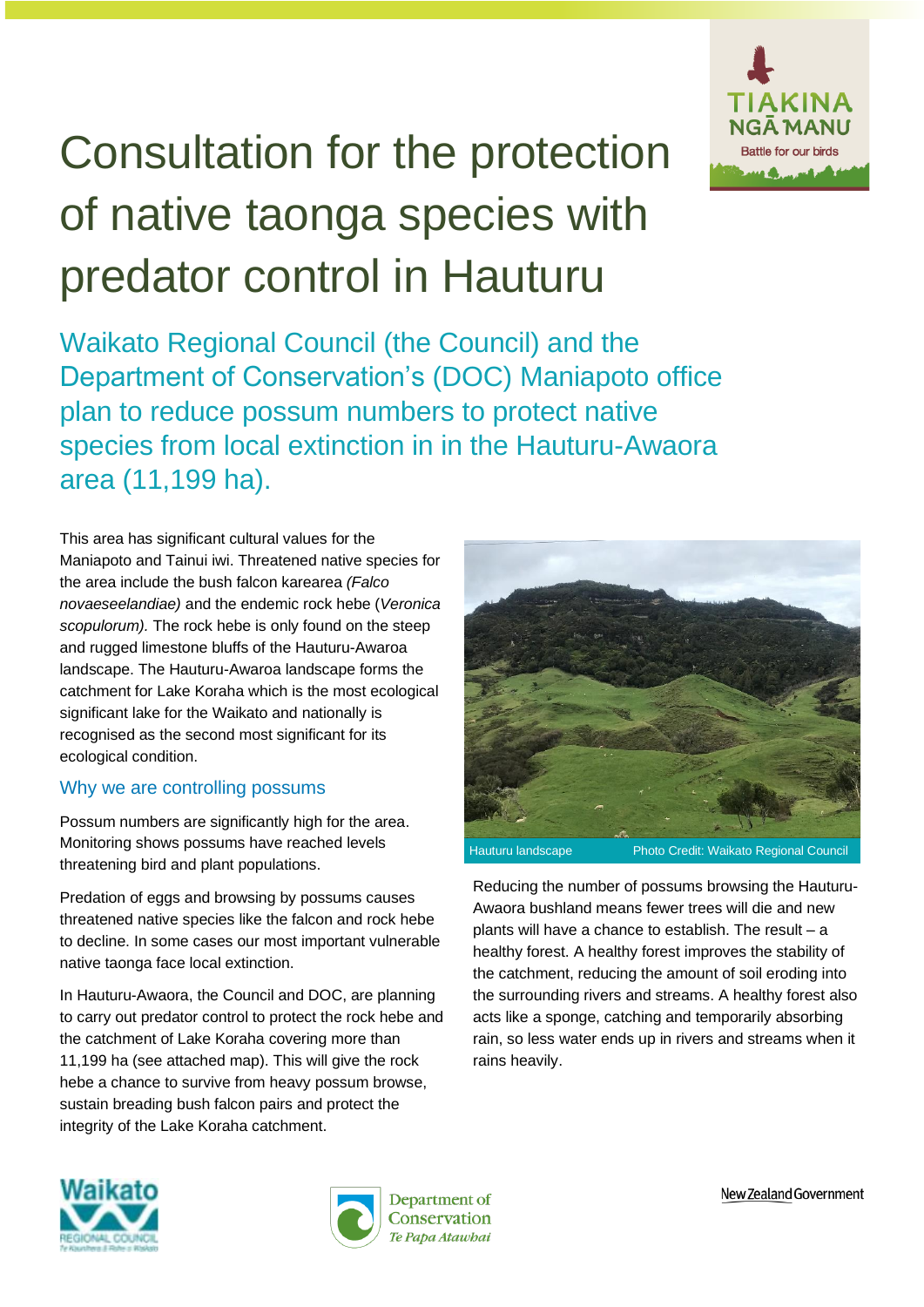# Consultation for the protection of native taonga species with predator control in Hauturu

## Waikato Regional Council (the Council) and the Department of Conservation's (DOC) Maniapoto office plan to reduce possum numbers to protect native species from local extinction in in the Hauturu-Awaora area (11,199 ha).

This area has significant cultural values for the Maniapoto and Tainui iwi. Threatened native species for the area include the bush falcon karearea *(Falco novaeseelandiae)* and the endemic rock hebe (*Veronica scopulorum).* The rock hebe is only found on the steep and rugged limestone bluffs of the Hauturu-Awaroa landscape. The Hauturu-Awaroa landscape forms the catchment for Lake Koraha which is the most ecological significant lake for the Waikato and nationally is recognised as the second most significant for its ecological condition.

### Why we are controlling possums

Possum numbers are significantly high for the area. Monitoring shows possums have reached levels threatening bird and plant populations.

Predation of eggs and browsing by possums causes threatened native species like the falcon and rock hebe to decline. In some cases our most important vulnerable native taonga face local extinction.

In Hauturu-Awaora, the Council and DOC, are planning to carry out predator control to protect the rock hebe and the catchment of Lake Koraha covering more than 11,199 ha (see attached map). This will give the rock hebe a chance to survive from heavy possum browse, sustain breading bush falcon pairs and protect the integrity of the Lake Koraha catchment.

Hauturu landscape Photo Credit: Waikato Regional Council

Reducing the number of possums browsing the Hauturu-Awaora bushland means fewer trees will die and new plants will have a chance to establish. The result – a healthy forest. A healthy forest improves the stability of the catchment, reducing the amount of soil eroding into the surrounding rivers and streams. A healthy forest also acts like a sponge, catching and temporarily absorbing rain, so less water ends up in rivers and streams when it rains heavily.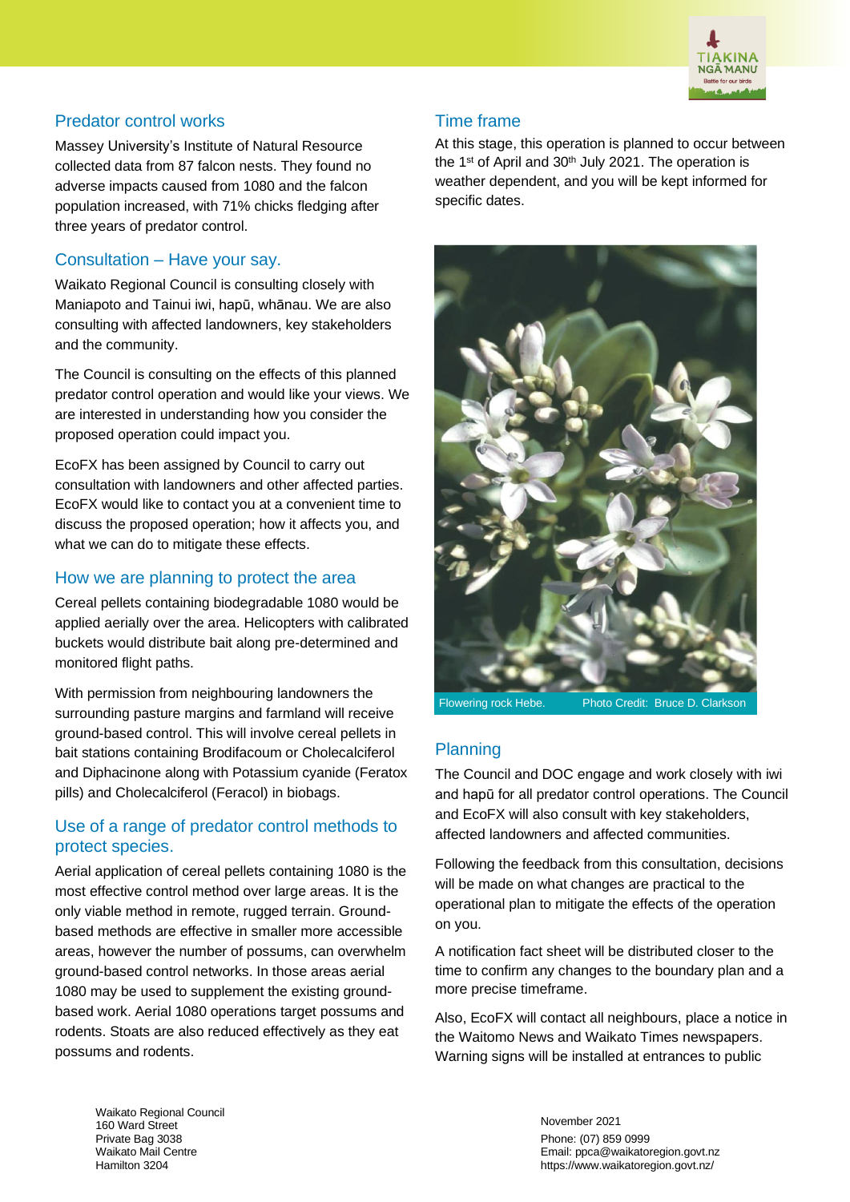## Predator control works

Massey University's Institute of Natural Resource collected data from 87 falcon nests. They found no adverse impacts caused from 1080 and the falcon population increased, with 71% chicks fledging after three years of predator control.

## Consultation – Have your say.

Waikato Regional Council is consulting closely with Maniapoto and Tainui iwi, hapū, whānau. We are also consulting with affected landowners, key stakeholders and the community.

The Council is consulting on the effects of this planned predator control operation and would like your views. We are interested in understanding how you consider the proposed operation could impact you.

EcoFX has been assigned by Council to carry out consultation with landowners and other affected parties. EcoFX would like to contact you at a convenient time to discuss the proposed operation; how it affects you, and what we can do to mitigate these effects.

## How we are planning to protect the area

Cereal pellets containing biodegradable 1080 would be applied aerially over the area. Helicopters with calibrated buckets would distribute bait along pre-determined and monitored flight paths.

With permission from neighbouring landowners the surrounding pasture margins and farmland will receive ground-based control. This will involve cereal pellets in bait stations containing Brodifacoum or Cholecalciferol and Diphacinone along with Potassium cyanide (Feratox pills) and Cholecalciferol (Feracol) in biobags.

## Use of a range of predator control methods to protect species.

Aerial application of cereal pellets containing 1080 is the most effective control method over large areas. It is the only viable method in remote, rugged terrain. Ground-based methods are effective in smaller more accessible areas, however the number of possums, can overwhelm ground-based control networks. In those areas aerial 1080 may be used to supplement the existing ground-based work. Aerial 1080 operations target possums and rodents. Stoats are also reduced effectively as they eat possums and rodents.

## Time frame

At this stage, this operation is planned to occur between the 1st of April and 30th July 2021. The operation is weather dependent, and you will be kept informed for specific dates.

Flowering rock Hebe. Photo Credit: Bruce D. Clarkson

## Planning

The Council and DOC engage and work closely with iwi and hapū for all predator control operations. The Council and EcoFX will also consult with key stakeholders, affected landowners and affected communities.

Following the feedback from this consultation, decisions will be made on what changes are practical to the operational plan to mitigate the effects of the operation on you.

A notification fact sheet will be distributed closer to the time to confirm any changes to the boundary plan and a more precise timeframe.

Also, EcoFX will contact all neighbours, place a notice in the Waitomo News and Waikato Times newspapers. Warning signs will be installed at entrances to public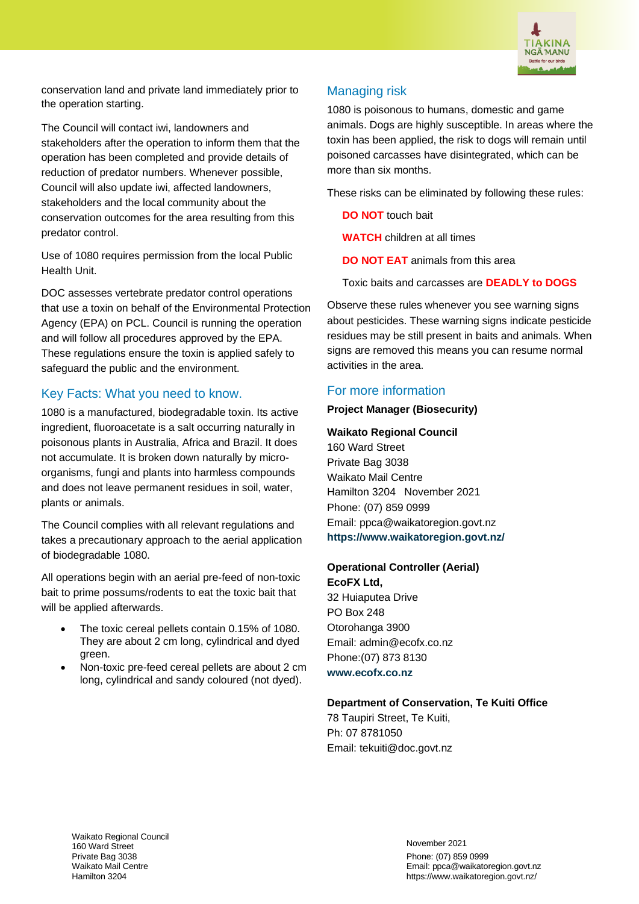conservation land and private land immediately prior to the operation starting.

The Council will contact iwi, landowners and stakeholders after the operation to inform them that the operation has been completed and provide details of reduction of predator numbers. Whenever possible, Council will also update iwi, affected landowners, stakeholders and the local community about the conservation outcomes for the area resulting from this predator control.

Use of 1080 requires permission from the local Public Health Unit.

DOC assesses vertebrate predator control operations that use a toxin on behalf of the Environmental Protection Agency (EPA) on PCL. Council is running the operation and will follow all procedures approved by the EPA. These regulations ensure the toxin is applied safely to safeguard the public and the environment.

## Key Facts: What you need to know.

1080 is a manufactured, biodegradable toxin. Its active ingredient, fluoroacetate is a salt occurring naturally in poisonous plants in Australia, Africa and Brazil. It does not accumulate. It is broken down naturally by micro-organisms, fungi and plants into harmless compounds and does not leave permanent residues in soil, water, plants or animals.

The Council complies with all relevant regulations and takes a precautionary approach to the aerial application of biodegradable 1080.

All operations begin with an aerial pre-feed of non-toxic bait to prime possums/rodents to eat the toxic bait that will be applied afterwards.

- The toxic cereal pellets contain 0.15% of 1080. They are about 2 cm long, cylindrical and dyed green.
- Non-toxic pre-feed cereal pellets are about 2 cm long, cylindrical and sandy coloured (not dyed).

## Managing risk

1080 is poisonous to humans, domestic and game animals. Dogs are highly susceptible. In areas where the toxin has been applied, the risk to dogs will remain until poisoned carcasses have disintegrated, which can be more than six months.

These risks can be eliminated by following these rules:

**DO NOT** touch bait

**WATCH** children at all times

**DO NOT EAT** animals from this area

Toxic baits and carcasses are **DEADLY to DOGS**

Observe these rules whenever you see warning signs about pesticides. These warning signs indicate pesticide residues may be still present in baits and animals. When signs are removed this means you can resume normal activities in the area.

## For more information

**Project Manager (Biosecurity)**

**Waikato Regional Council**
160 Ward Street
Private Bag 3038
Waikato Mail Centre
Hamilton 3204 November 2021
Phone: (07) 859 0999
Email: ppca@waikatoregion.govt.nz
**https://www.waikatoregion.govt.nz/**

**Operational Controller (Aerial)**
**EcoFX Ltd,**
32 Huiaputea Drive
PO Box 248
Otorohanga 3900
Email: admin@ecofx.co.nz
Phone:(07) 873 8130
**www.ecofx.co.nz**

**Department of Conservation, Te Kuiti Office**
78 Taupiri Street, Te Kuiti,
Ph: 07 8781050
Email: tekuiti@doc.govt.nz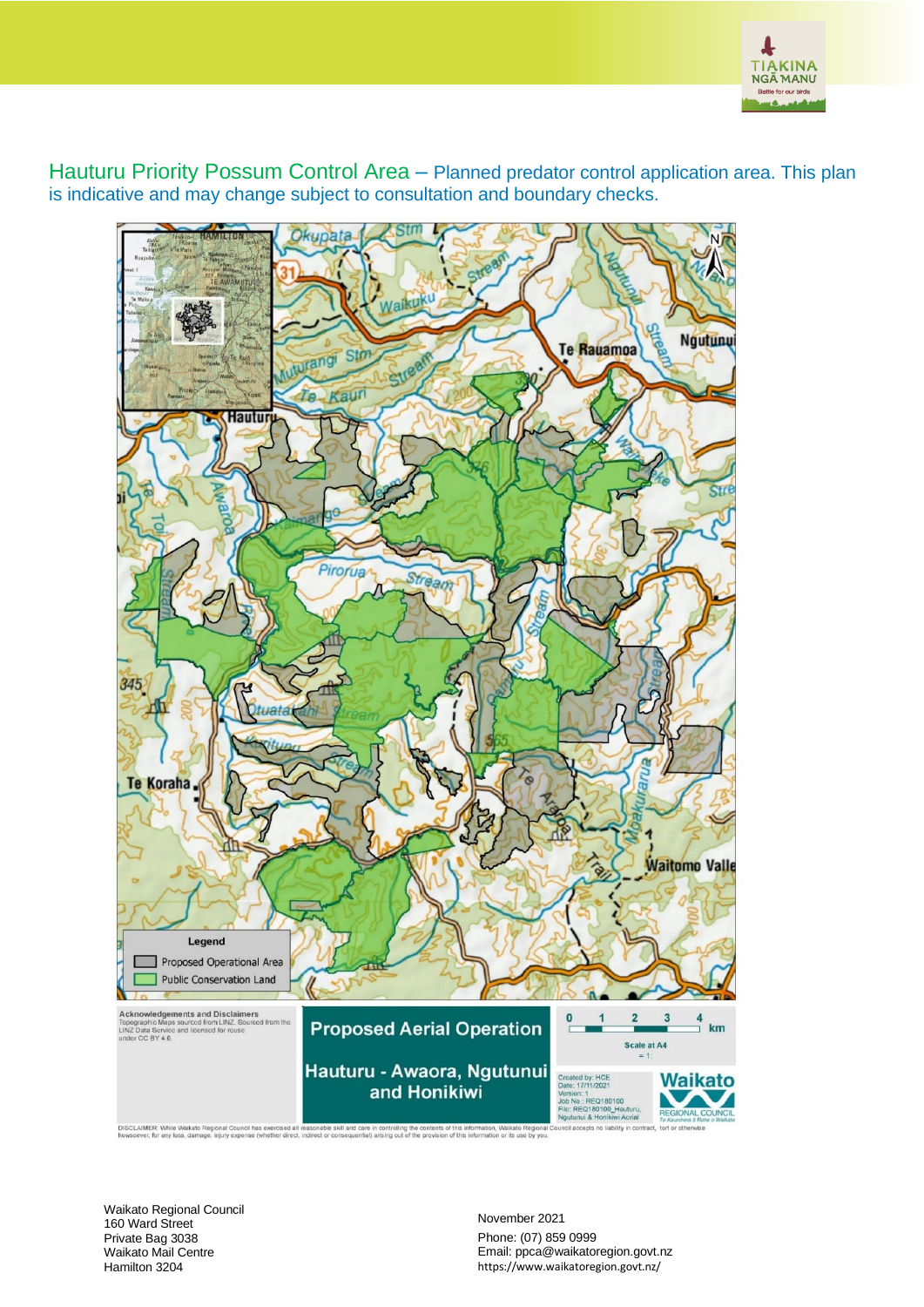## Hauturu Priority Possum Control Area – Planned predator control application area. This plan is indicative and may change subject to consultation and boundary checks.

Legend
Proposed Operational Area
Public Conservation Land

Acknowledgements and Disclaimers
Topographic Maps sourced from LINZ. Sourced from the LINZ Data Service and licensed for reuse under CC BY 4.0.

**Proposed Aerial Operation**

**Hauturu - Awaora, Ngutunui and Honikiwi**

0 1 2 3 4 km
Scale at A4
= 1:

Created by: HCE
Date: 17/11/2021
Version: 1
Job No.: REQ180100
File: REQ180100_Hauturu, Ngutunui & Honikiwi Aerial

DISCLAIMER: While Waikato Regional Council has exercised all reasonable skill and care in controlling the contents of this information, Waikato Regional Council accepts no liability in contract, tort or otherwise howsoever, for any loss, damage, injury expense (whether direct, indirect or consequential) arising out of the provision of this information or its use by you.

Waikato Regional Council
160 Ward Street
Private Bag 3038
Waikato Mail Centre
Hamilton 3204

November 2021
Phone: (07) 859 0999
Email: ppca@waikatoregion.govt.nz
https://www.waikatoregion.govt.nz/